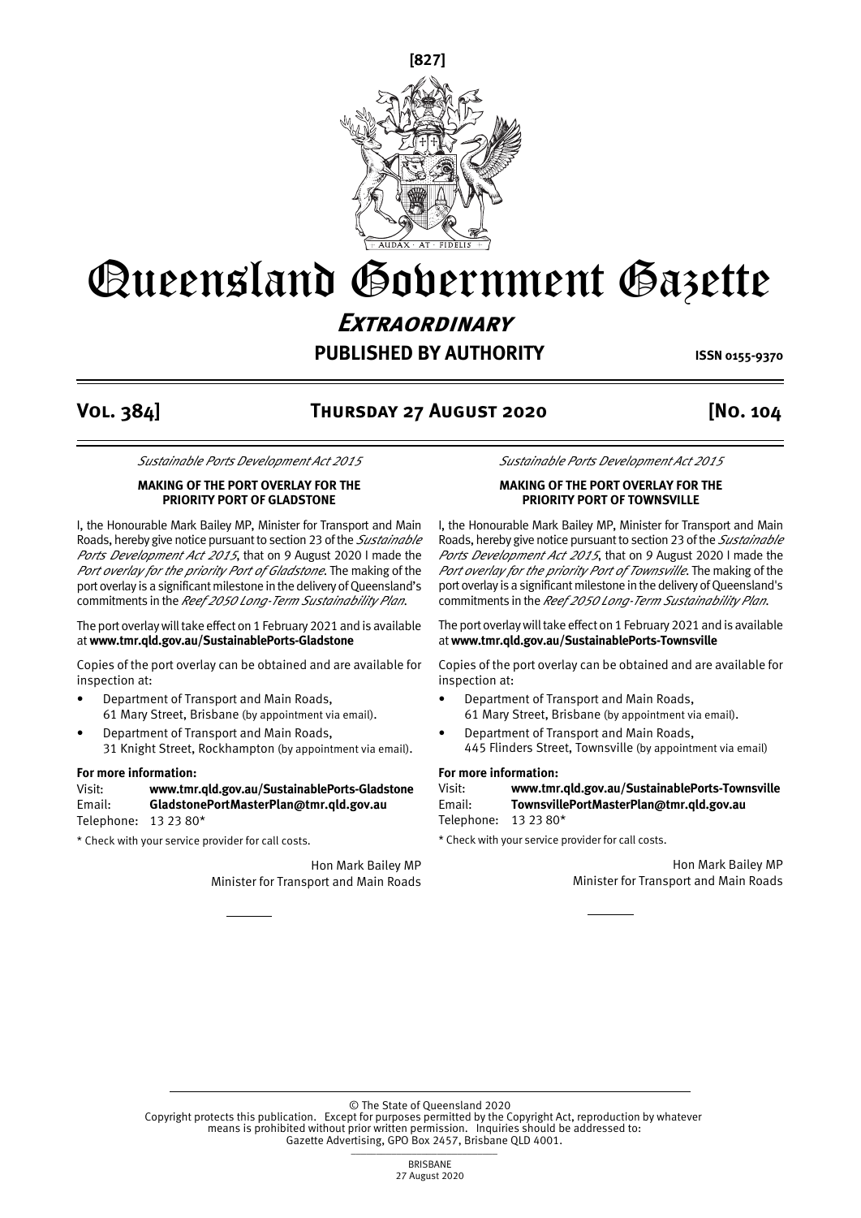# Queensland Government Gazette

## *Extraordinary*

**PUBLISHED BY AUTHORITY** ISSN 0155-9370

**Vol. 384] Thursday 27 August 2020 [No. 104**

*Sustainable Ports Development Act 2015*

**MAKING OF THE PORT OVERLAY FOR THE PRIORITY PORT OF GLADSTONE**

I, the Honourable Mark Bailey MP, Minister for Transport and Main Roads, hereby give notice pursuant to section 23 of the *Sustainable Ports Development Act 2015*, that on 9 August 2020 I made the *Port overlay for the priority Port of Gladstone*. The making of the port overlay is a significant milestone in the delivery of Queensland's commitments in the *Reef 2050 Long-Term Sustainability Plan*.

The port overlay will take effect on 1 February 2021 and is available at **www.tmr.qld.gov.au/SustainablePorts-Gladstone**

Copies of the port overlay can be obtained and are available for inspection at:

- Department of Transport and Main Roads, 61 Mary Street, Brisbane (by appointment via email).
- Department of Transport and Main Roads, 31 Knight Street, Rockhampton (by appointment via email).

**For more information:**

Visit: **www.tmr.qld.gov.au/SustainablePorts-Gladstone**
Email: **GladstonePortMasterPlan@tmr.qld.gov.au**
Telephone: 13 23 80*

* Check with your service provider for call costs.

Hon Mark Bailey MP
Minister for Transport and Main Roads

---

*Sustainable Ports Development Act 2015*

**MAKING OF THE PORT OVERLAY FOR THE PRIORITY PORT OF TOWNSVILLE**

I, the Honourable Mark Bailey MP, Minister for Transport and Main Roads, hereby give notice pursuant to section 23 of the *Sustainable Ports Development Act 2015*, that on 9 August 2020 I made the *Port overlay for the priority Port of Townsville*. The making of the port overlay is a significant milestone in the delivery of Queensland's commitments in the *Reef 2050 Long-Term Sustainability Plan*.

The port overlay will take effect on 1 February 2021 and is available at **www.tmr.qld.gov.au/SustainablePorts-Townsville**

Copies of the port overlay can be obtained and are available for inspection at:

- Department of Transport and Main Roads, 61 Mary Street, Brisbane (by appointment via email).
- Department of Transport and Main Roads, 445 Flinders Street, Townsville (by appointment via email)

**For more information:**

Visit: **www.tmr.qld.gov.au/SustainablePorts-Townsville**
Email: **TownsvillePortMasterPlan@tmr.qld.gov.au**
Telephone: 13 23 80*

* Check with your service provider for call costs.

Hon Mark Bailey MP
Minister for Transport and Main Roads

---

© The State of Queensland 2020
Copyright protects this publication. Except for purposes permitted by the Copyright Act, reproduction by whatever means is prohibited without prior written permission. Inquiries should be addressed to: Gazette Advertising, GPO Box 2457, Brisbane QLD 4001.

BRISBANE
27 August 2020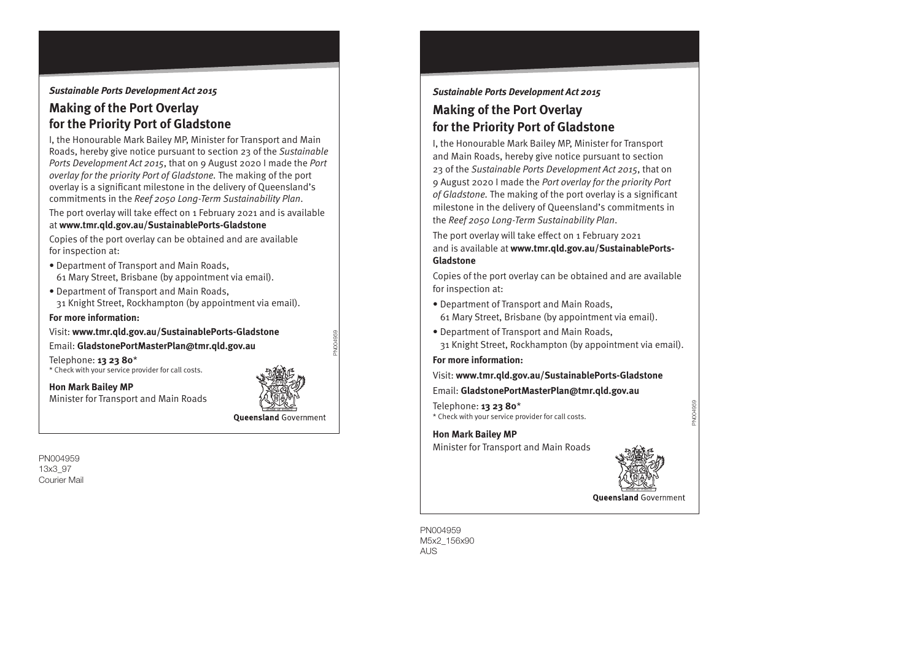***Sustainable Ports Development Act 2015***

## Making of the Port Overlay for the Priority Port of Gladstone

I, the Honourable Mark Bailey MP, Minister for Transport and Main Roads, hereby give notice pursuant to section 23 of the *Sustainable Ports Development Act 2015*, that on 9 August 2020 I made the *Port overlay for the priority Port of Gladstone.* The making of the port overlay is a significant milestone in the delivery of Queensland's commitments in the *Reef 2050 Long-Term Sustainability Plan*.

The port overlay will take effect on 1 February 2021 and is available at **www.tmr.qld.gov.au/SustainablePorts-Gladstone**

Copies of the port overlay can be obtained and are available for inspection at:

- Department of Transport and Main Roads, 61 Mary Street, Brisbane (by appointment via email).
- Department of Transport and Main Roads, 31 Knight Street, Rockhampton (by appointment via email).

**For more information:**

Visit: **www.tmr.qld.gov.au/SustainablePorts-Gladstone**

Email: **GladstonePortMasterPlan@tmr.qld.gov.au**

Telephone: **13 23 80***

* Check with your service provider for call costs.

**Hon Mark Bailey MP**
Minister for Transport and Main Roads

**Queensland** Government

PN004959

PN004959
13x3_97
Courier Mail

***Sustainable Ports Development Act 2015***

## Making of the Port Overlay for the Priority Port of Gladstone

I, the Honourable Mark Bailey MP, Minister for Transport and Main Roads, hereby give notice pursuant to section 23 of the *Sustainable Ports Development Act 2015*, that on 9 August 2020 I made the *Port overlay for the priority Port of Gladstone.* The making of the port overlay is a significant milestone in the delivery of Queensland's commitments in the *Reef 2050 Long-Term Sustainability Plan*.

The port overlay will take effect on 1 February 2021 and is available at **www.tmr.qld.gov.au/SustainablePorts-Gladstone**

Copies of the port overlay can be obtained and are available for inspection at:

- Department of Transport and Main Roads, 61 Mary Street, Brisbane (by appointment via email).
- Department of Transport and Main Roads, 31 Knight Street, Rockhampton (by appointment via email).

**For more information:**

Visit: **www.tmr.qld.gov.au/SustainablePorts-Gladstone**

Email: **GladstonePortMasterPlan@tmr.qld.gov.au**

Telephone: **13 23 80***

* Check with your service provider for call costs.

**Hon Mark Bailey MP**
Minister for Transport and Main Roads

**Queensland** Government

PN004959

PN004959
M5x2_156x90
AUS